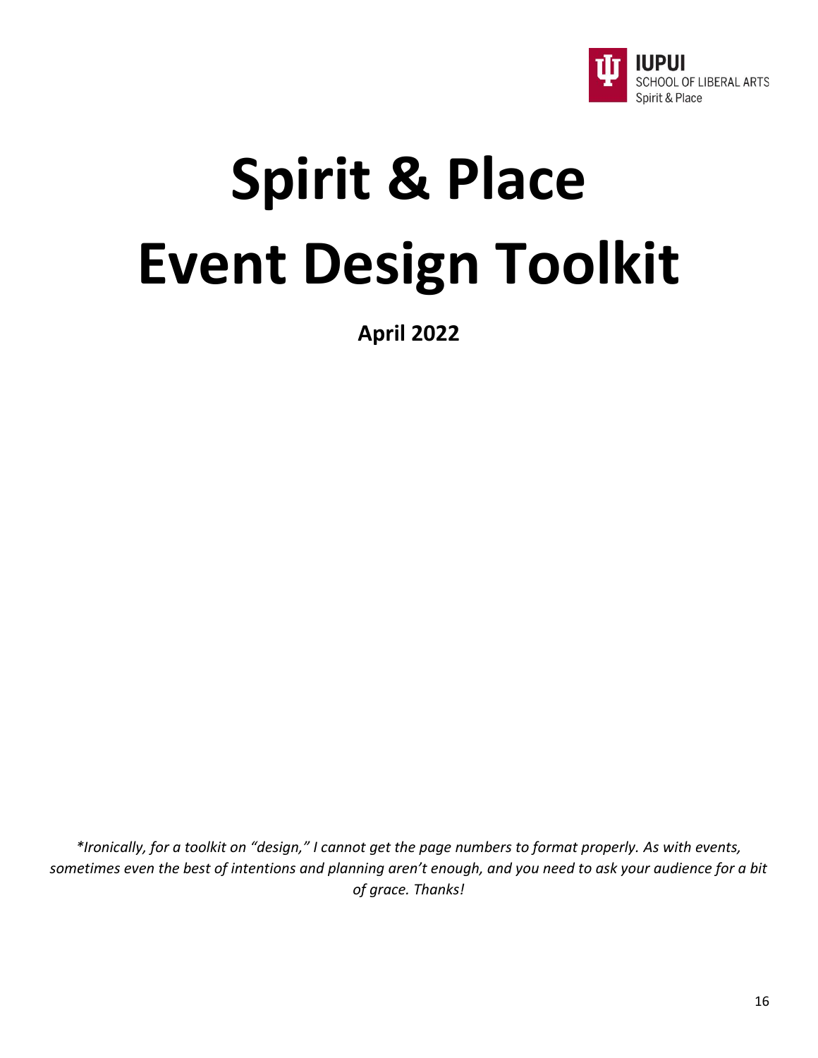IUPUI
SCHOOL OF LIBERAL ARTS
Spirit & Place

# Spirit & Place Event Design Toolkit

**April 2022**

*\*Ironically, for a toolkit on "design," I cannot get the page numbers to format properly. As with events, sometimes even the best of intentions and planning aren't enough, and you need to ask your audience for a bit of grace. Thanks!*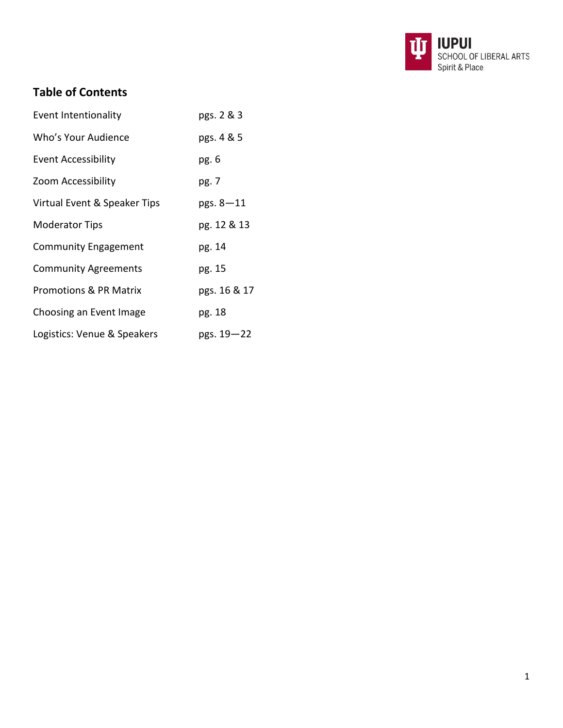IUPUI SCHOOL OF LIBERAL ARTS Spirit & Place

## Table of Contents

| | |
|---|---|
| Event Intentionality | pgs. 2 & 3 |
| Who's Your Audience | pgs. 4 & 5 |
| Event Accessibility | pg. 6 |
| Zoom Accessibility | pg. 7 |
| Virtual Event & Speaker Tips | pgs. 8—11 |
| Moderator Tips | pg. 12 & 13 |
| Community Engagement | pg. 14 |
| Community Agreements | pg. 15 |
| Promotions & PR Matrix | pgs. 16 & 17 |
| Choosing an Event Image | pg. 18 |
| Logistics: Venue & Speakers | pgs. 19—22 |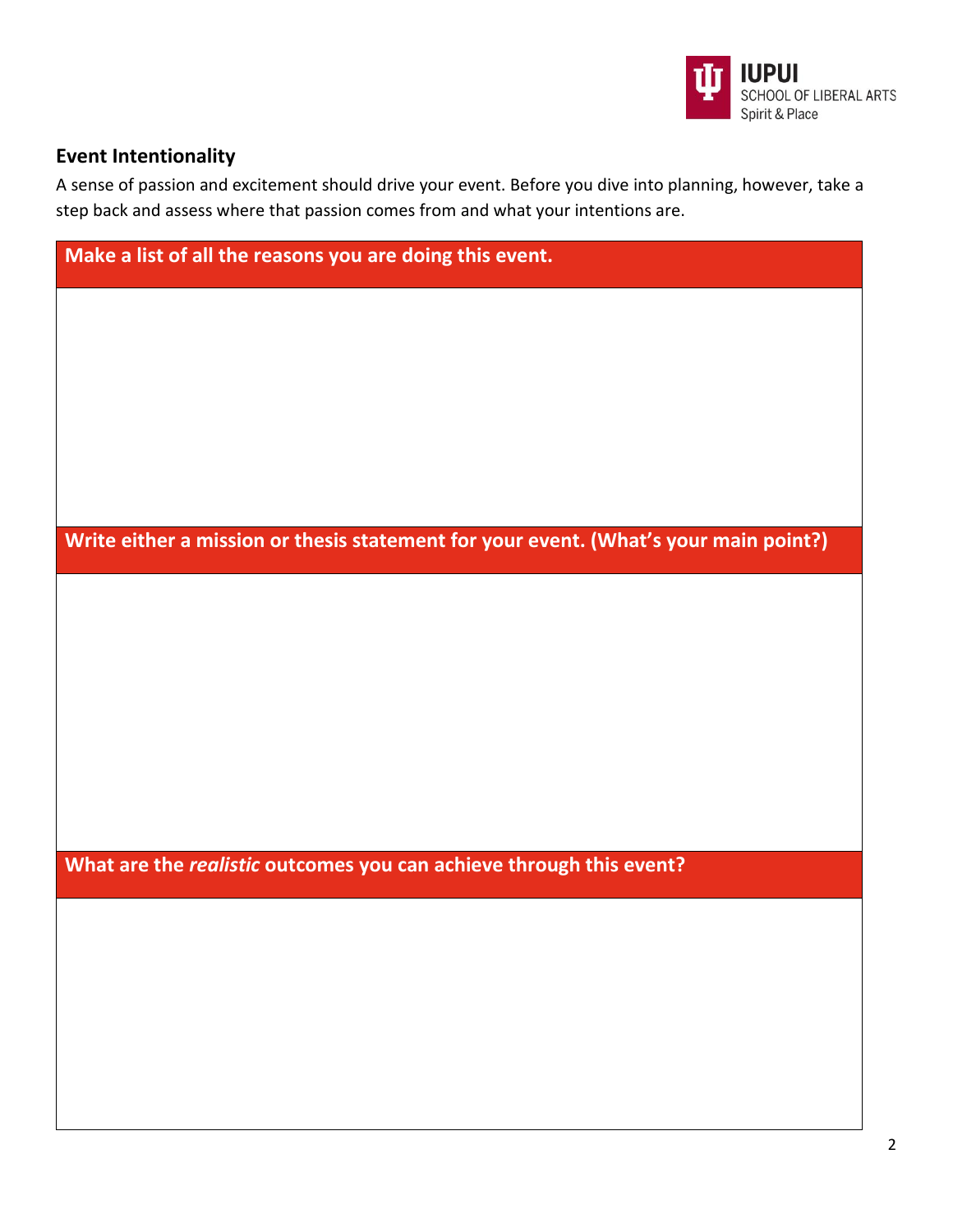## Event Intentionality

A sense of passion and excitement should drive your event. Before you dive into planning, however, take a step back and assess where that passion comes from and what your intentions are.

| Make a list of all the reasons you are doing this event. |
|---|
| |

| Write either a mission or thesis statement for your event. (What's your main point?) |
|---|
| |

| What are the *realistic* outcomes you can achieve through this event? |
|---|
| |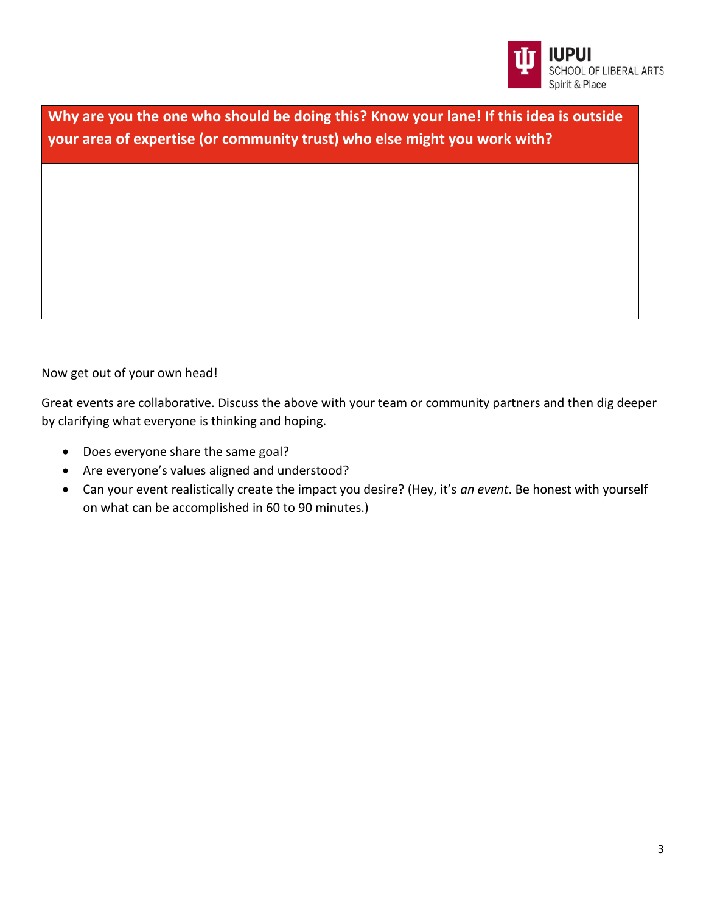| **Why are you the one who should be doing this? Know your lane! If this idea is outside your area of expertise (or community trust) who else might you work with?** |
| --- |
| |

Now get out of your own head!

Great events are collaborative. Discuss the above with your team or community partners and then dig deeper by clarifying what everyone is thinking and hoping.

- Does everyone share the same goal?
- Are everyone's values aligned and understood?
- Can your event realistically create the impact you desire? (Hey, it's *an event*. Be honest with yourself on what can be accomplished in 60 to 90 minutes.)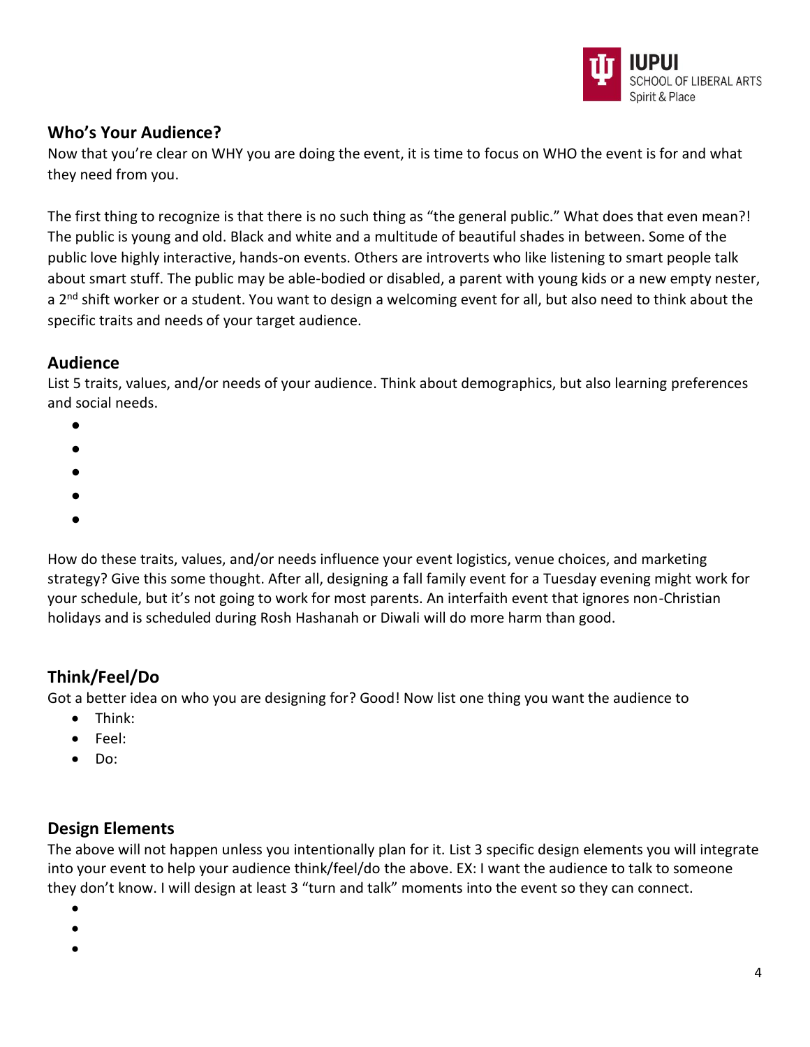## Who's Your Audience?

Now that you're clear on WHY you are doing the event, it is time to focus on WHO the event is for and what they need from you.

The first thing to recognize is that there is no such thing as "the general public." What does that even mean?! The public is young and old. Black and white and a multitude of beautiful shades in between. Some of the public love highly interactive, hands-on events. Others are introverts who like listening to smart people talk about smart stuff. The public may be able-bodied or disabled, a parent with young kids or a new empty nester, a 2nd shift worker or a student. You want to design a welcoming event for all, but also need to think about the specific traits and needs of your target audience.

## Audience

List 5 traits, values, and/or needs of your audience. Think about demographics, but also learning preferences and social needs.

- 
- 
- 
- 
- 

How do these traits, values, and/or needs influence your event logistics, venue choices, and marketing strategy? Give this some thought. After all, designing a fall family event for a Tuesday evening might work for your schedule, but it's not going to work for most parents. An interfaith event that ignores non-Christian holidays and is scheduled during Rosh Hashanah or Diwali will do more harm than good.

## Think/Feel/Do

Got a better idea on who you are designing for? Good! Now list one thing you want the audience to

- Think:
- Feel:
- Do:

## Design Elements

The above will not happen unless you intentionally plan for it. List 3 specific design elements you will integrate into your event to help your audience think/feel/do the above. EX: I want the audience to talk to someone they don't know. I will design at least 3 "turn and talk" moments into the event so they can connect.

- 
- 
-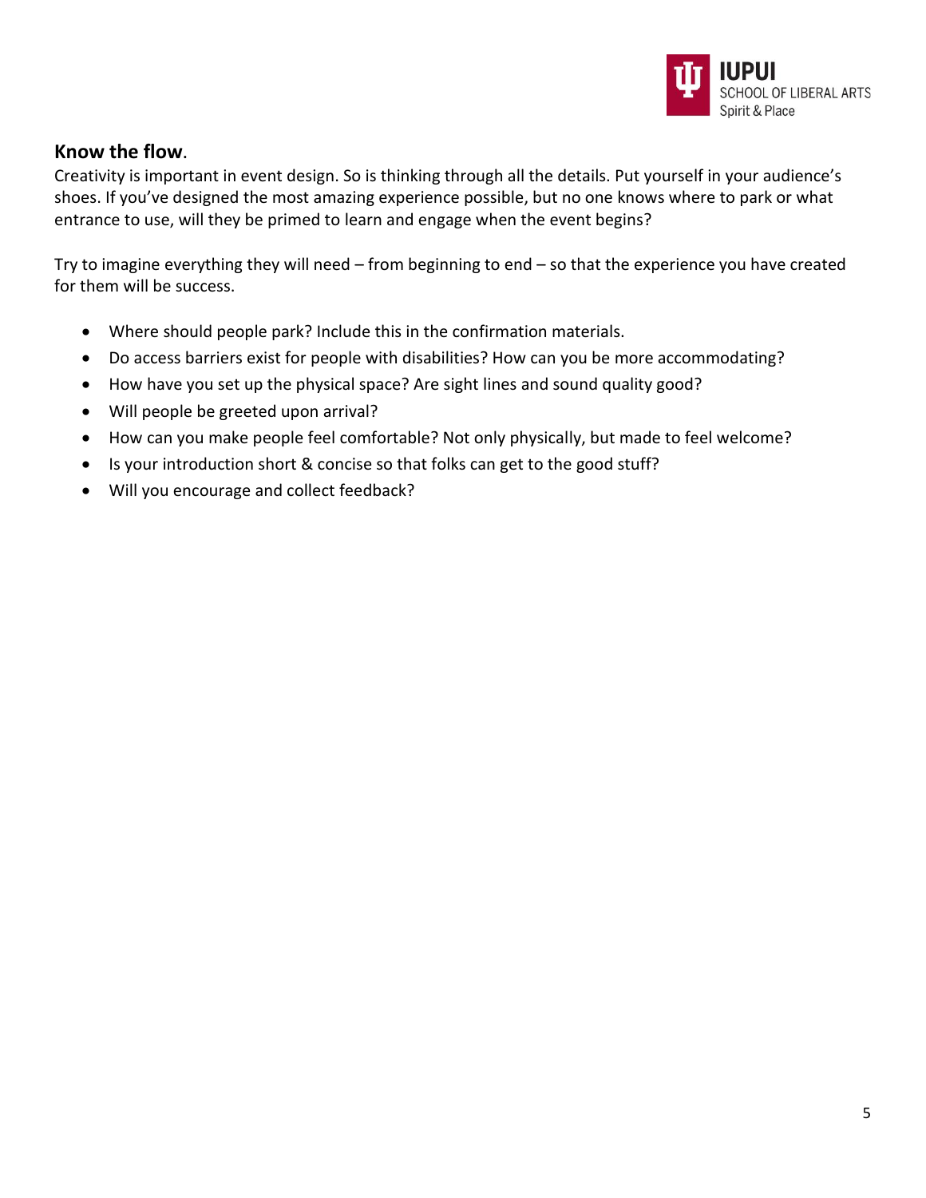## **Know the flow**.

Creativity is important in event design. So is thinking through all the details. Put yourself in your audience's shoes. If you've designed the most amazing experience possible, but no one knows where to park or what entrance to use, will they be primed to learn and engage when the event begins?

Try to imagine everything they will need – from beginning to end – so that the experience you have created for them will be success.

- Where should people park? Include this in the confirmation materials.
- Do access barriers exist for people with disabilities? How can you be more accommodating?
- How have you set up the physical space? Are sight lines and sound quality good?
- Will people be greeted upon arrival?
- How can you make people feel comfortable? Not only physically, but made to feel welcome?
- Is your introduction short & concise so that folks can get to the good stuff?
- Will you encourage and collect feedback?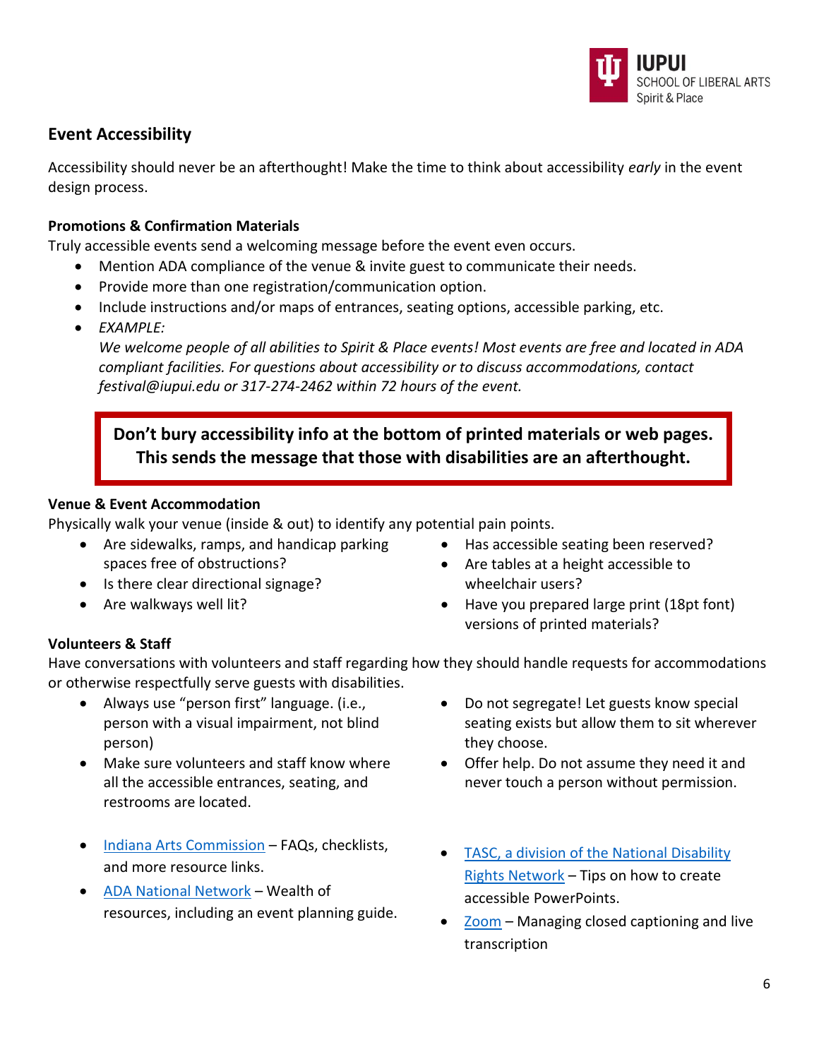## Event Accessibility

Accessibility should never be an afterthought! Make the time to think about accessibility *early* in the event design process.

**Promotions & Confirmation Materials**

Truly accessible events send a welcoming message before the event even occurs.

- Mention ADA compliance of the venue & invite guest to communicate their needs.
- Provide more than one registration/communication option.
- Include instructions and/or maps of entrances, seating options, accessible parking, etc.
- *EXAMPLE:*
  *We welcome people of all abilities to Spirit & Place events! Most events are free and located in ADA compliant facilities. For questions about accessibility or to discuss accommodations, contact festival@iupui.edu or 317-274-2462 within 72 hours of the event.*

**Don't bury accessibility info at the bottom of printed materials or web pages. This sends the message that those with disabilities are an afterthought.**

**Venue & Event Accommodation**

Physically walk your venue (inside & out) to identify any potential pain points.

- Are sidewalks, ramps, and handicap parking spaces free of obstructions?
- Is there clear directional signage?
- Are walkways well lit?
- Has accessible seating been reserved?
- Are tables at a height accessible to wheelchair users?
- Have you prepared large print (18pt font) versions of printed materials?

**Volunteers & Staff**

Have conversations with volunteers and staff regarding how they should handle requests for accommodations or otherwise respectfully serve guests with disabilities.

- Always use "person first" language. (i.e., person with a visual impairment, not blind person)
- Make sure volunteers and staff know where all the accessible entrances, seating, and restrooms are located.
- Do not segregate! Let guests know special seating exists but allow them to sit wherever they choose.
- Offer help. Do not assume they need it and never touch a person without permission.

- Indiana Arts Commission – FAQs, checklists, and more resource links.
- ADA National Network – Wealth of resources, including an event planning guide.
- TASC, a division of the National Disability Rights Network – Tips on how to create accessible PowerPoints.
- Zoom – Managing closed captioning and live transcription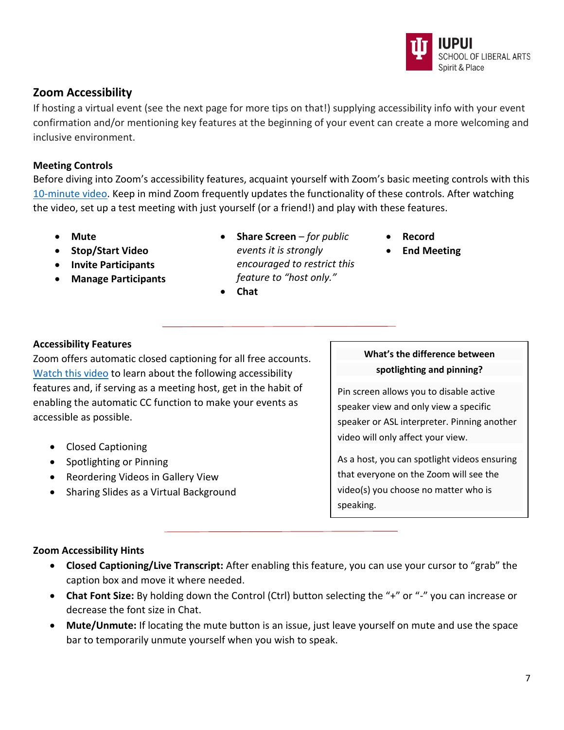## Zoom Accessibility

If hosting a virtual event (see the next page for more tips on that!) supplying accessibility info with your event confirmation and/or mentioning key features at the beginning of your event can create a more welcoming and inclusive environment.

### Meeting Controls

Before diving into Zoom's accessibility features, acquaint yourself with Zoom's basic meeting controls with this [10-minute video](). Keep in mind Zoom frequently updates the functionality of these controls. After watching the video, set up a test meeting with just yourself (or a friend!) and play with these features.

- **Mute**
- **Stop/Start Video**
- **Invite Participants**
- **Manage Participants**
- **Share Screen** – *for public events it is strongly encouraged to restrict this feature to "host only."*
- **Chat**
- **Record**
- **End Meeting**

---

### Accessibility Features

Zoom offers automatic closed captioning for all free accounts. [Watch this video]() to learn about the following accessibility features and, if serving as a meeting host, get in the habit of enabling the automatic CC function to make your events as accessible as possible.

- Closed Captioning
- Spotlighting or Pinning
- Reordering Videos in Gallery View
- Sharing Slides as a Virtual Background

**What's the difference between spotlighting and pinning?**

Pin screen allows you to disable active speaker view and only view a specific speaker or ASL interpreter. Pinning another video will only affect your view.

As a host, you can spotlight videos ensuring that everyone on the Zoom will see the video(s) you choose no matter who is speaking.

---

### Zoom Accessibility Hints

- **Closed Captioning/Live Transcript:** After enabling this feature, you can use your cursor to "grab" the caption box and move it where needed.
- **Chat Font Size:** By holding down the Control (Ctrl) button selecting the "+" or "-" you can increase or decrease the font size in Chat.
- **Mute/Unmute:** If locating the mute button is an issue, just leave yourself on mute and use the space bar to temporarily unmute yourself when you wish to speak.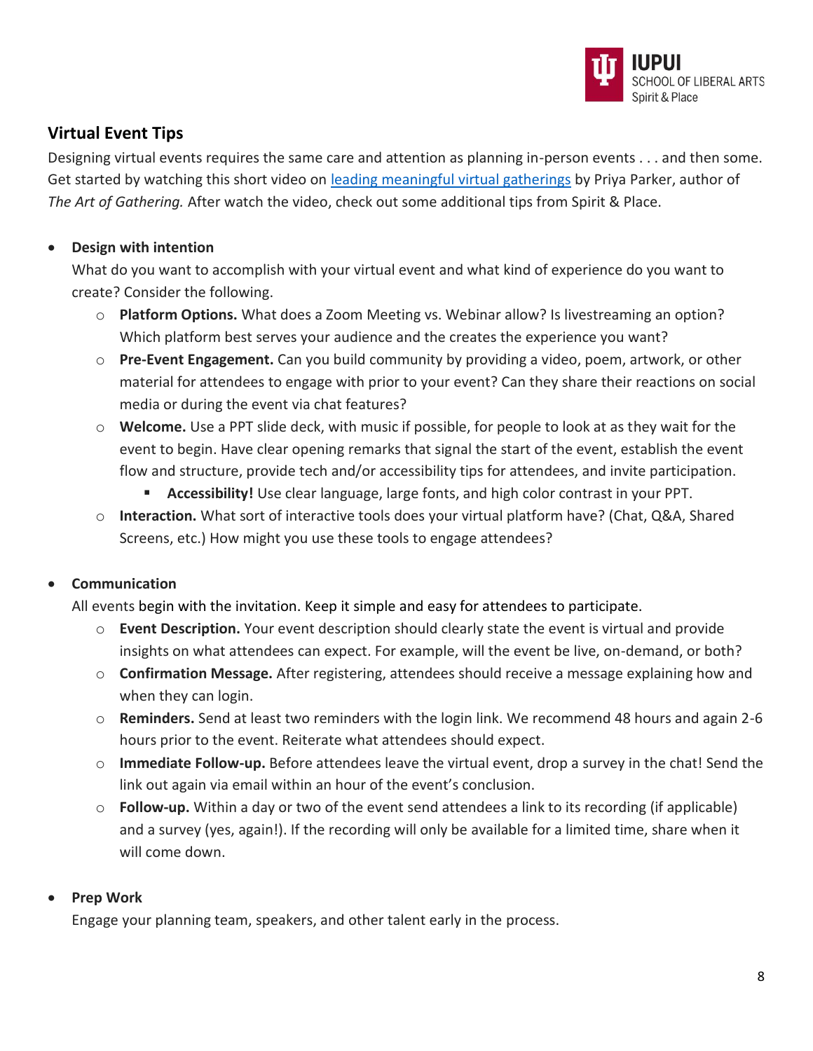## Virtual Event Tips

Designing virtual events requires the same care and attention as planning in-person events . . . and then some. Get started by watching this short video on [leading meaningful virtual gatherings]() by Priya Parker, author of *The Art of Gathering.* After watch the video, check out some additional tips from Spirit & Place.

- **Design with intention**
  What do you want to accomplish with your virtual event and what kind of experience do you want to create? Consider the following.
  - **Platform Options.** What does a Zoom Meeting vs. Webinar allow? Is livestreaming an option? Which platform best serves your audience and the creates the experience you want?
  - **Pre-Event Engagement.** Can you build community by providing a video, poem, artwork, or other material for attendees to engage with prior to your event? Can they share their reactions on social media or during the event via chat features?
  - **Welcome.** Use a PPT slide deck, with music if possible, for people to look at as they wait for the event to begin. Have clear opening remarks that signal the start of the event, establish the event flow and structure, provide tech and/or accessibility tips for attendees, and invite participation.
    - **Accessibility!** Use clear language, large fonts, and high color contrast in your PPT.
  - **Interaction.** What sort of interactive tools does your virtual platform have? (Chat, Q&A, Shared Screens, etc.) How might you use these tools to engage attendees?

- **Communication**
  All events begin with the invitation. Keep it simple and easy for attendees to participate.
  - **Event Description.** Your event description should clearly state the event is virtual and provide insights on what attendees can expect. For example, will the event be live, on-demand, or both?
  - **Confirmation Message.** After registering, attendees should receive a message explaining how and when they can login.
  - **Reminders.** Send at least two reminders with the login link. We recommend 48 hours and again 2-6 hours prior to the event. Reiterate what attendees should expect.
  - **Immediate Follow-up.** Before attendees leave the virtual event, drop a survey in the chat! Send the link out again via email within an hour of the event's conclusion.
  - **Follow-up.** Within a day or two of the event send attendees a link to its recording (if applicable) and a survey (yes, again!). If the recording will only be available for a limited time, share when it will come down.

- **Prep Work**
  Engage your planning team, speakers, and other talent early in the process.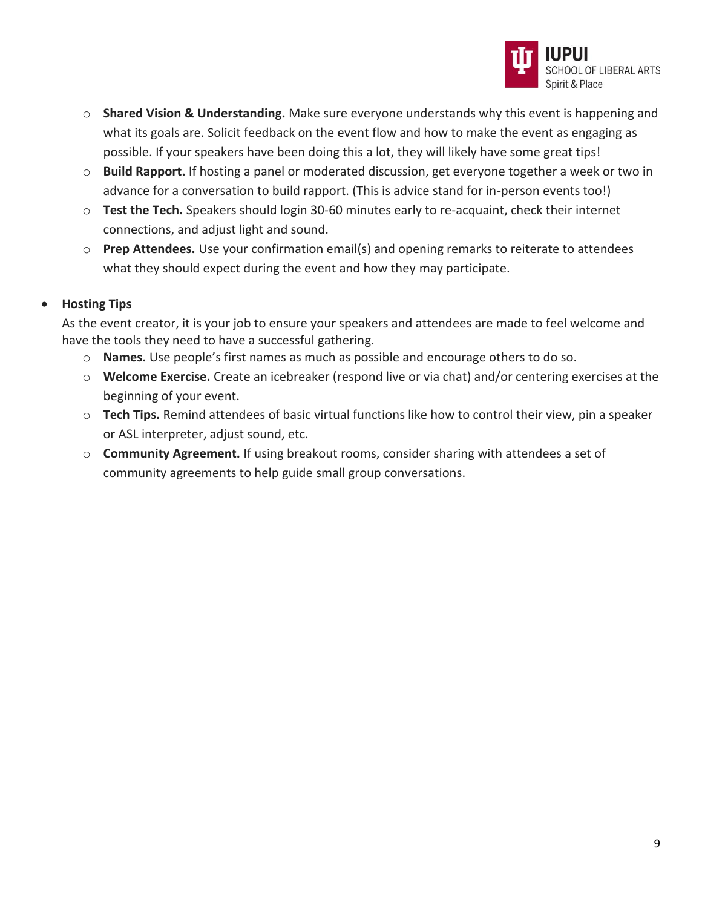- **Shared Vision & Understanding.** Make sure everyone understands why this event is happening and what its goals are. Solicit feedback on the event flow and how to make the event as engaging as possible. If your speakers have been doing this a lot, they will likely have some great tips!
  - **Build Rapport.** If hosting a panel or moderated discussion, get everyone together a week or two in advance for a conversation to build rapport. (This is advice stand for in-person events too!)
  - **Test the Tech.** Speakers should login 30-60 minutes early to re-acquaint, check their internet connections, and adjust light and sound.
  - **Prep Attendees.** Use your confirmation email(s) and opening remarks to reiterate to attendees what they should expect during the event and how they may participate.

- **Hosting Tips**

  As the event creator, it is your job to ensure your speakers and attendees are made to feel welcome and have the tools they need to have a successful gathering.
  - **Names.** Use people's first names as much as possible and encourage others to do so.
  - **Welcome Exercise.** Create an icebreaker (respond live or via chat) and/or centering exercises at the beginning of your event.
  - **Tech Tips.** Remind attendees of basic virtual functions like how to control their view, pin a speaker or ASL interpreter, adjust sound, etc.
  - **Community Agreement.** If using breakout rooms, consider sharing with attendees a set of community agreements to help guide small group conversations.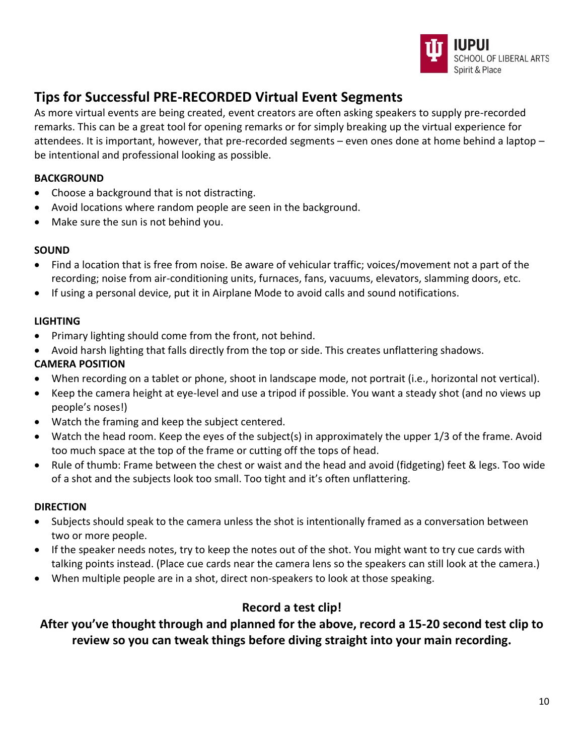## Tips for Successful PRE-RECORDED Virtual Event Segments

As more virtual events are being created, event creators are often asking speakers to supply pre-recorded remarks. This can be a great tool for opening remarks or for simply breaking up the virtual experience for attendees. It is important, however, that pre-recorded segments – even ones done at home behind a laptop – be intentional and professional looking as possible.

**BACKGROUND**

- Choose a background that is not distracting.
- Avoid locations where random people are seen in the background.
- Make sure the sun is not behind you.

**SOUND**

- Find a location that is free from noise. Be aware of vehicular traffic; voices/movement not a part of the recording; noise from air-conditioning units, furnaces, fans, vacuums, elevators, slamming doors, etc.
- If using a personal device, put it in Airplane Mode to avoid calls and sound notifications.

**LIGHTING**

- Primary lighting should come from the front, not behind.
- Avoid harsh lighting that falls directly from the top or side. This creates unflattering shadows.

**CAMERA POSITION**

- When recording on a tablet or phone, shoot in landscape mode, not portrait (i.e., horizontal not vertical).
- Keep the camera height at eye-level and use a tripod if possible. You want a steady shot (and no views up people's noses!)
- Watch the framing and keep the subject centered.
- Watch the head room. Keep the eyes of the subject(s) in approximately the upper 1/3 of the frame. Avoid too much space at the top of the frame or cutting off the tops of head.
- Rule of thumb: Frame between the chest or waist and the head and avoid (fidgeting) feet & legs. Too wide of a shot and the subjects look too small. Too tight and it's often unflattering.

**DIRECTION**

- Subjects should speak to the camera unless the shot is intentionally framed as a conversation between two or more people.
- If the speaker needs notes, try to keep the notes out of the shot. You might want to try cue cards with talking points instead. (Place cue cards near the camera lens so the speakers can still look at the camera.)
- When multiple people are in a shot, direct non-speakers to look at those speaking.

**Record a test clip!**

**After you've thought through and planned for the above, record a 15-20 second test clip to review so you can tweak things before diving straight into your main recording.**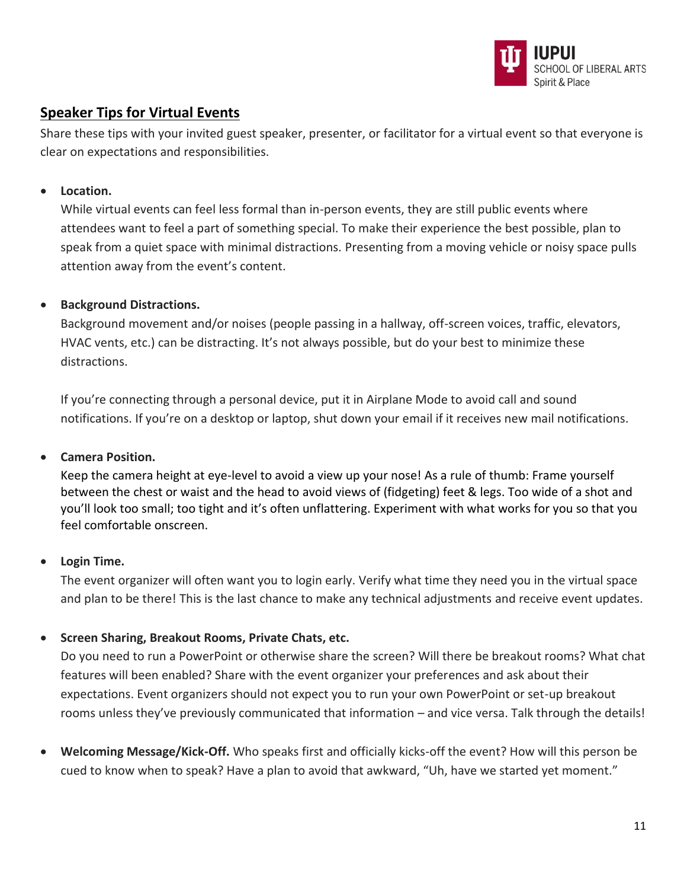## Speaker Tips for Virtual Events

Share these tips with your invited guest speaker, presenter, or facilitator for a virtual event so that everyone is clear on expectations and responsibilities.

- **Location.**
  While virtual events can feel less formal than in-person events, they are still public events where attendees want to feel a part of something special. To make their experience the best possible, plan to speak from a quiet space with minimal distractions. Presenting from a moving vehicle or noisy space pulls attention away from the event's content.

- **Background Distractions.**
  Background movement and/or noises (people passing in a hallway, off-screen voices, traffic, elevators, HVAC vents, etc.) can be distracting. It's not always possible, but do your best to minimize these distractions.

  If you're connecting through a personal device, put it in Airplane Mode to avoid call and sound notifications. If you're on a desktop or laptop, shut down your email if it receives new mail notifications.

- **Camera Position.**
  Keep the camera height at eye-level to avoid a view up your nose! As a rule of thumb: Frame yourself between the chest or waist and the head to avoid views of (fidgeting) feet & legs. Too wide of a shot and you'll look too small; too tight and it's often unflattering. Experiment with what works for you so that you feel comfortable onscreen.

- **Login Time.**
  The event organizer will often want you to login early. Verify what time they need you in the virtual space and plan to be there! This is the last chance to make any technical adjustments and receive event updates.

- **Screen Sharing, Breakout Rooms, Private Chats, etc.**
  Do you need to run a PowerPoint or otherwise share the screen? Will there be breakout rooms? What chat features will been enabled? Share with the event organizer your preferences and ask about their expectations. Event organizers should not expect you to run your own PowerPoint or set-up breakout rooms unless they've previously communicated that information – and vice versa. Talk through the details!

- **Welcoming Message/Kick-Off.** Who speaks first and officially kicks-off the event? How will this person be cued to know when to speak? Have a plan to avoid that awkward, "Uh, have we started yet moment."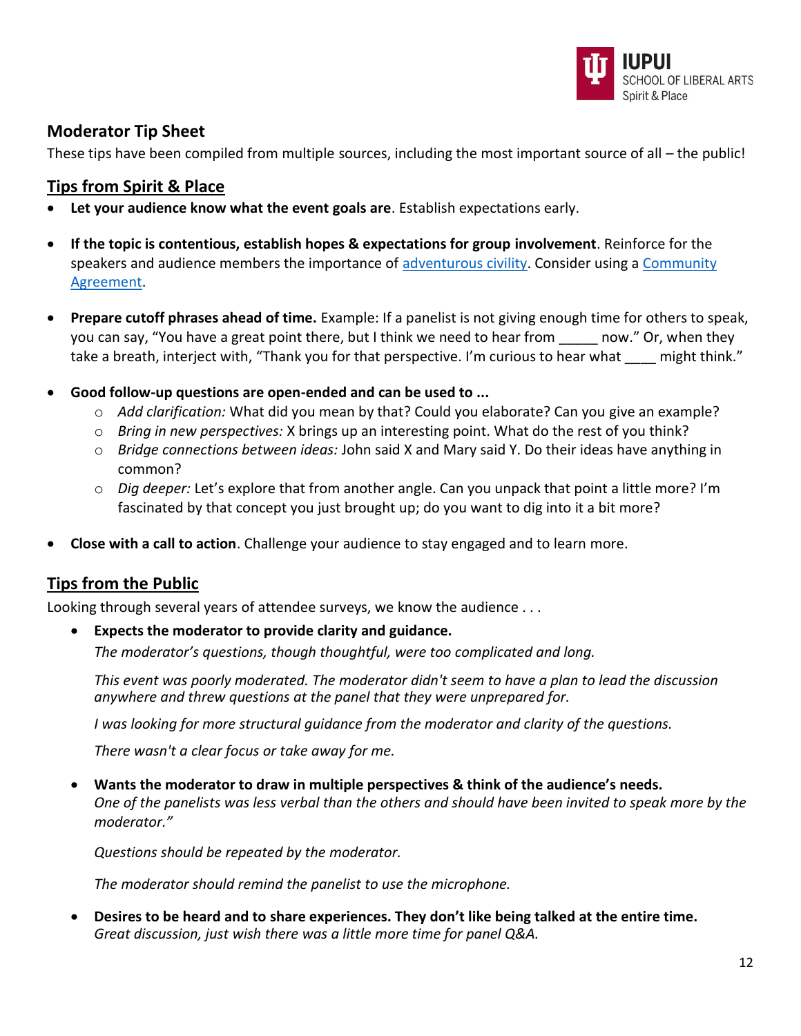## Moderator Tip Sheet

These tips have been compiled from multiple sources, including the most important source of all – the public!

### Tips from Spirit & Place

- **Let your audience know what the event goals are**. Establish expectations early.
- **If the topic is contentious, establish hopes & expectations for group involvement**. Reinforce for the speakers and audience members the importance of adventurous civility. Consider using a Community Agreement.
- **Prepare cutoff phrases ahead of time.** Example: If a panelist is not giving enough time for others to speak, you can say, "You have a great point there, but I think we need to hear from _____ now." Or, when they take a breath, interject with, "Thank you for that perspective. I'm curious to hear what ____ might think."
- **Good follow-up questions are open-ended and can be used to ...**
  - *Add clarification:* What did you mean by that? Could you elaborate? Can you give an example?
  - *Bring in new perspectives:* X brings up an interesting point. What do the rest of you think?
  - *Bridge connections between ideas:* John said X and Mary said Y. Do their ideas have anything in common?
  - *Dig deeper:* Let's explore that from another angle. Can you unpack that point a little more? I'm fascinated by that concept you just brought up; do you want to dig into it a bit more?
- **Close with a call to action**. Challenge your audience to stay engaged and to learn more.

### Tips from the Public

Looking through several years of attendee surveys, we know the audience . . .

- **Expects the moderator to provide clarity and guidance.**

  *The moderator's questions, though thoughtful, were too complicated and long.*

  *This event was poorly moderated. The moderator didn't seem to have a plan to lead the discussion anywhere and threw questions at the panel that they were unprepared for.*

  *I was looking for more structural guidance from the moderator and clarity of the questions.*

  *There wasn't a clear focus or take away for me.*

- **Wants the moderator to draw in multiple perspectives & think of the audience's needs.**

  *One of the panelists was less verbal than the others and should have been invited to speak more by the moderator."*

  *Questions should be repeated by the moderator.*

  *The moderator should remind the panelist to use the microphone.*

- **Desires to be heard and to share experiences. They don't like being talked at the entire time.**

  *Great discussion, just wish there was a little more time for panel Q&A.*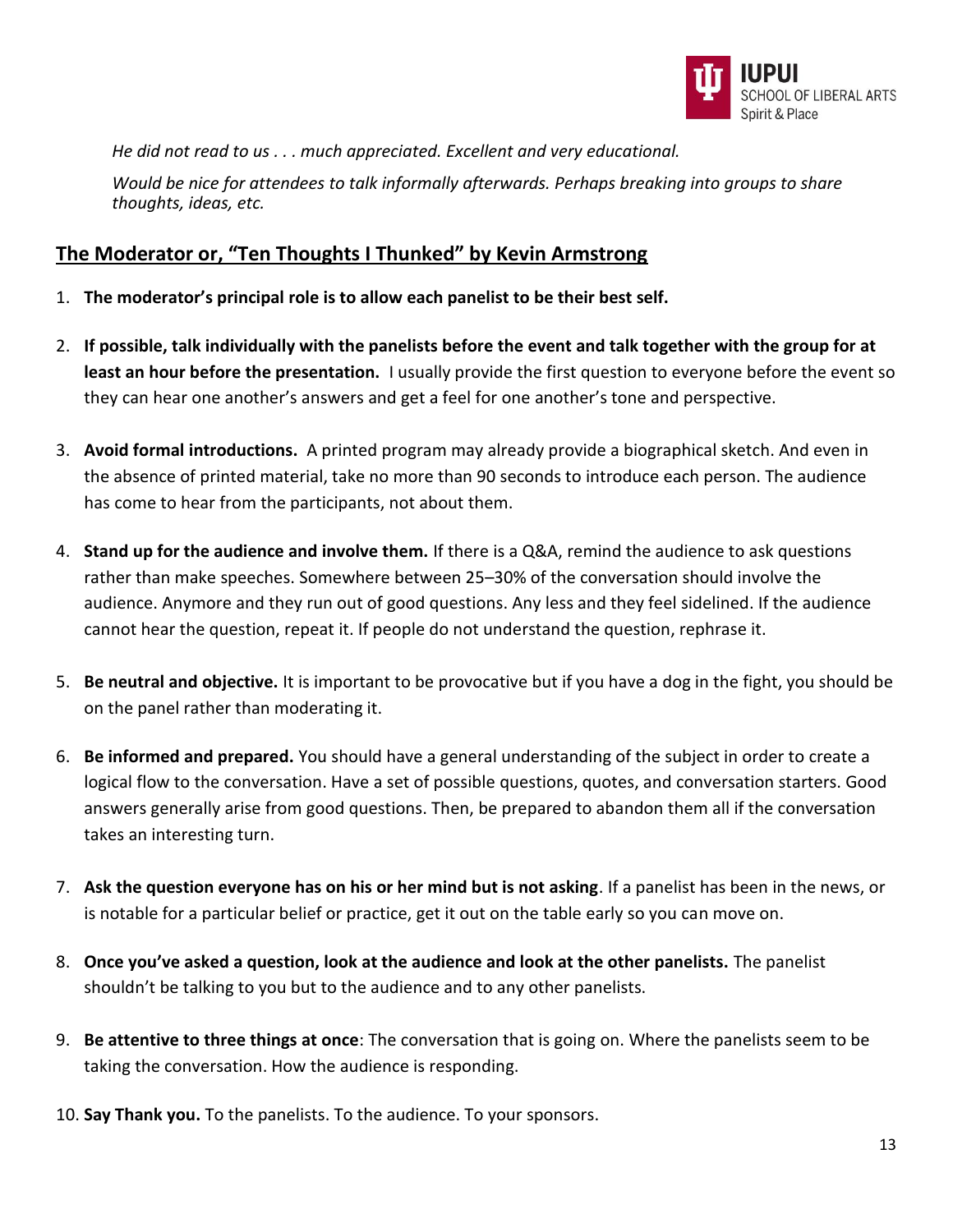*He did not read to us . . . much appreciated. Excellent and very educational.*

*Would be nice for attendees to talk informally afterwards. Perhaps breaking into groups to share thoughts, ideas, etc.*

## The Moderator or, "Ten Thoughts I Thunked" by Kevin Armstrong

1. **The moderator's principal role is to allow each panelist to be their best self.**
2. **If possible, talk individually with the panelists before the event and talk together with the group for at least an hour before the presentation.** I usually provide the first question to everyone before the event so they can hear one another's answers and get a feel for one another's tone and perspective.
3. **Avoid formal introductions.** A printed program may already provide a biographical sketch. And even in the absence of printed material, take no more than 90 seconds to introduce each person. The audience has come to hear from the participants, not about them.
4. **Stand up for the audience and involve them.** If there is a Q&A, remind the audience to ask questions rather than make speeches. Somewhere between 25–30% of the conversation should involve the audience. Anymore and they run out of good questions. Any less and they feel sidelined. If the audience cannot hear the question, repeat it. If people do not understand the question, rephrase it.
5. **Be neutral and objective.** It is important to be provocative but if you have a dog in the fight, you should be on the panel rather than moderating it.
6. **Be informed and prepared.** You should have a general understanding of the subject in order to create a logical flow to the conversation. Have a set of possible questions, quotes, and conversation starters. Good answers generally arise from good questions. Then, be prepared to abandon them all if the conversation takes an interesting turn.
7. **Ask the question everyone has on his or her mind but is not asking**. If a panelist has been in the news, or is notable for a particular belief or practice, get it out on the table early so you can move on.
8. **Once you've asked a question, look at the audience and look at the other panelists.** The panelist shouldn't be talking to you but to the audience and to any other panelists.
9. **Be attentive to three things at once**: The conversation that is going on. Where the panelists seem to be taking the conversation. How the audience is responding.
10. **Say Thank you.** To the panelists. To the audience. To your sponsors.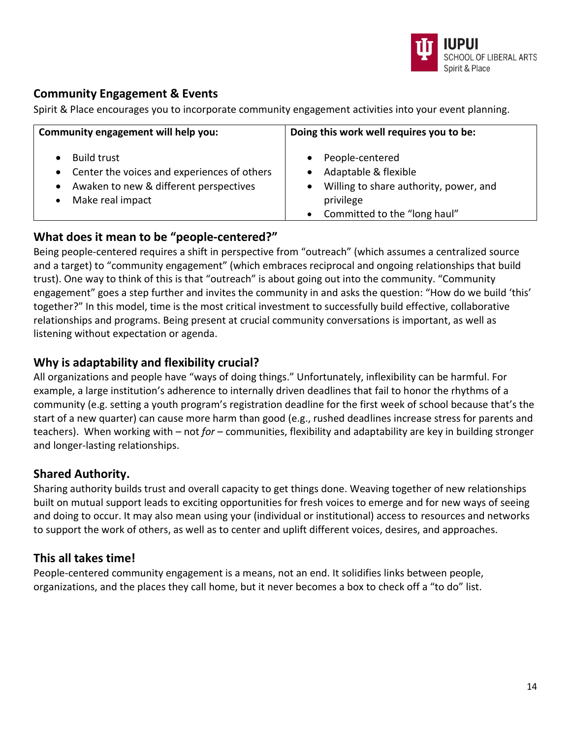## Community Engagement & Events

Spirit & Place encourages you to incorporate community engagement activities into your event planning.

| Community engagement will help you: | Doing this work well requires you to be: |
| --- | --- |
| • Build trust<br>• Center the voices and experiences of others<br>• Awaken to new & different perspectives<br>• Make real impact | • People-centered<br>• Adaptable & flexible<br>• Willing to share authority, power, and privilege<br>• Committed to the "long haul" |

## What does it mean to be "people-centered?"

Being people-centered requires a shift in perspective from "outreach" (which assumes a centralized source and a target) to "community engagement" (which embraces reciprocal and ongoing relationships that build trust). One way to think of this is that "outreach" is about going out into the community. "Community engagement" goes a step further and invites the community in and asks the question: "How do we build 'this' together?" In this model, time is the most critical investment to successfully build effective, collaborative relationships and programs. Being present at crucial community conversations is important, as well as listening without expectation or agenda.

## Why is adaptability and flexibility crucial?

All organizations and people have "ways of doing things." Unfortunately, inflexibility can be harmful. For example, a large institution's adherence to internally driven deadlines that fail to honor the rhythms of a community (e.g. setting a youth program's registration deadline for the first week of school because that's the start of a new quarter) can cause more harm than good (e.g., rushed deadlines increase stress for parents and teachers). When working with – not *for* – communities, flexibility and adaptability are key in building stronger and longer-lasting relationships.

## Shared Authority.

Sharing authority builds trust and overall capacity to get things done. Weaving together of new relationships built on mutual support leads to exciting opportunities for fresh voices to emerge and for new ways of seeing and doing to occur. It may also mean using your (individual or institutional) access to resources and networks to support the work of others, as well as to center and uplift different voices, desires, and approaches.

## This all takes time!

People-centered community engagement is a means, not an end. It solidifies links between people, organizations, and the places they call home, but it never becomes a box to check off a "to do" list.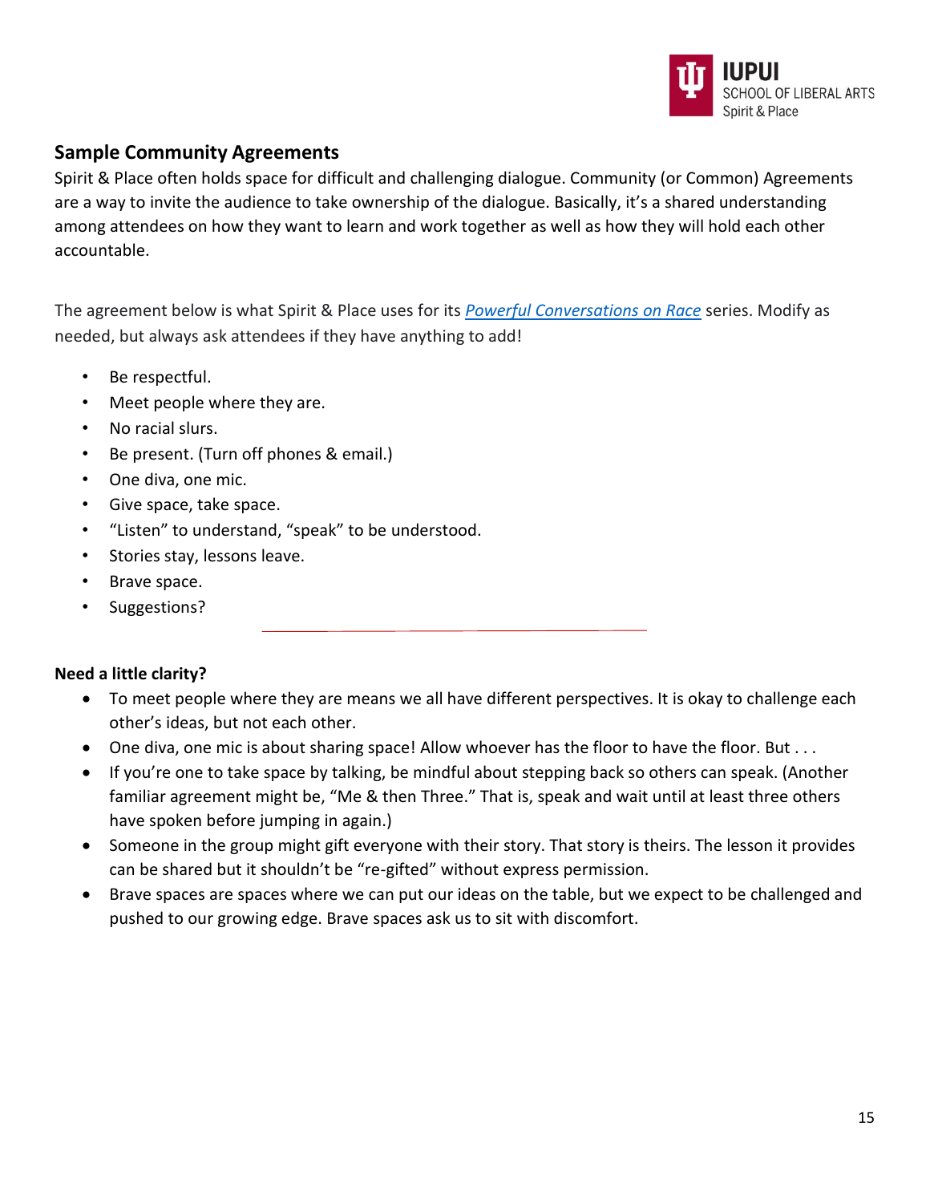## Sample Community Agreements

Spirit & Place often holds space for difficult and challenging dialogue. Community (or Common) Agreements are a way to invite the audience to take ownership of the dialogue. Basically, it's a shared understanding among attendees on how they want to learn and work together as well as how they will hold each other accountable.

The agreement below is what Spirit & Place uses for its *Powerful Conversations on Race* series. Modify as needed, but always ask attendees if they have anything to add!

- Be respectful.
- Meet people where they are.
- No racial slurs.
- Be present. (Turn off phones & email.)
- One diva, one mic.
- Give space, take space.
- "Listen" to understand, "speak" to be understood.
- Stories stay, lessons leave.
- Brave space.
- Suggestions?

---

**Need a little clarity?**

- To meet people where they are means we all have different perspectives. It is okay to challenge each other's ideas, but not each other.
- One diva, one mic is about sharing space! Allow whoever has the floor to have the floor. But . . .
- If you're one to take space by talking, be mindful about stepping back so others can speak. (Another familiar agreement might be, "Me & then Three." That is, speak and wait until at least three others have spoken before jumping in again.)
- Someone in the group might gift everyone with their story. That story is theirs. The lesson it provides can be shared but it shouldn't be "re-gifted" without express permission.
- Brave spaces are spaces where we can put our ideas on the table, but we expect to be challenged and pushed to our growing edge. Brave spaces ask us to sit with discomfort.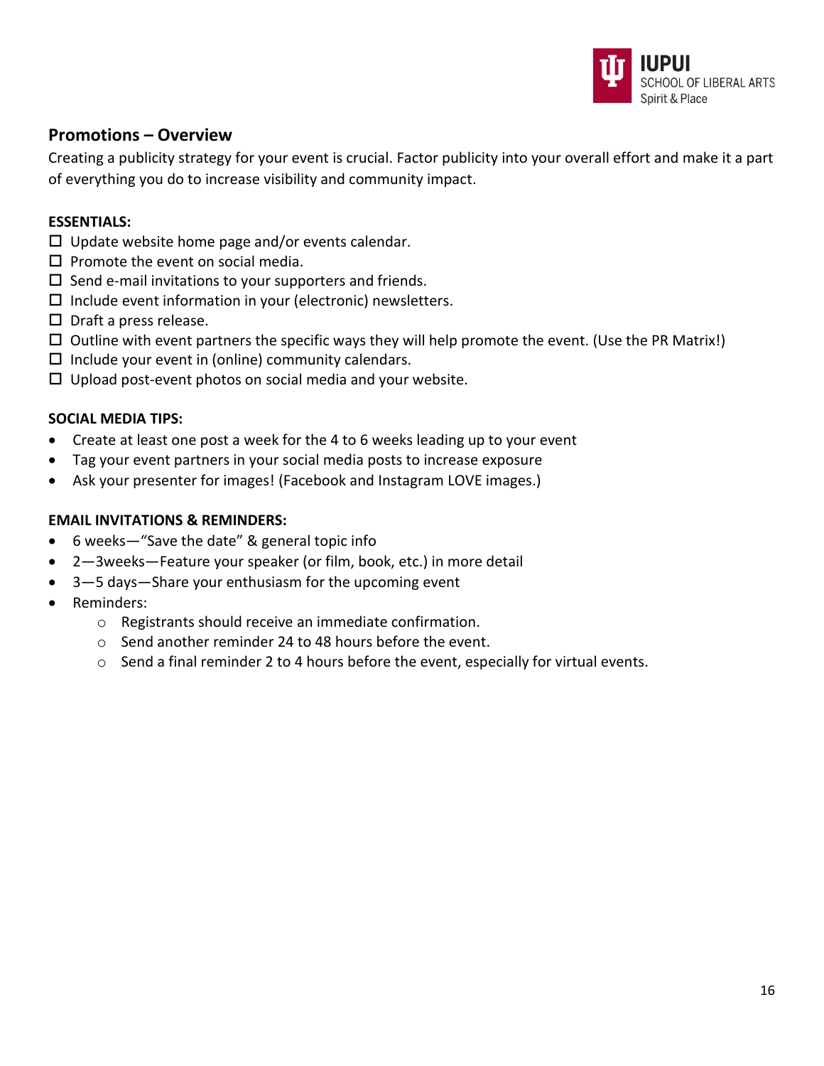## Promotions – Overview

Creating a publicity strategy for your event is crucial. Factor publicity into your overall effort and make it a part of everything you do to increase visibility and community impact.

**ESSENTIALS:**

- ☐ Update website home page and/or events calendar.
- ☐ Promote the event on social media.
- ☐ Send e-mail invitations to your supporters and friends.
- ☐ Include event information in your (electronic) newsletters.
- ☐ Draft a press release.
- ☐ Outline with event partners the specific ways they will help promote the event. (Use the PR Matrix!)
- ☐ Include your event in (online) community calendars.
- ☐ Upload post-event photos on social media and your website.

**SOCIAL MEDIA TIPS:**

- Create at least one post a week for the 4 to 6 weeks leading up to your event
- Tag your event partners in your social media posts to increase exposure
- Ask your presenter for images! (Facebook and Instagram LOVE images.)

**EMAIL INVITATIONS & REMINDERS:**

- 6 weeks—"Save the date" & general topic info
- 2—3weeks—Feature your speaker (or film, book, etc.) in more detail
- 3—5 days—Share your enthusiasm for the upcoming event
- Reminders:
  - Registrants should receive an immediate confirmation.
  - Send another reminder 24 to 48 hours before the event.
  - Send a final reminder 2 to 4 hours before the event, especially for virtual events.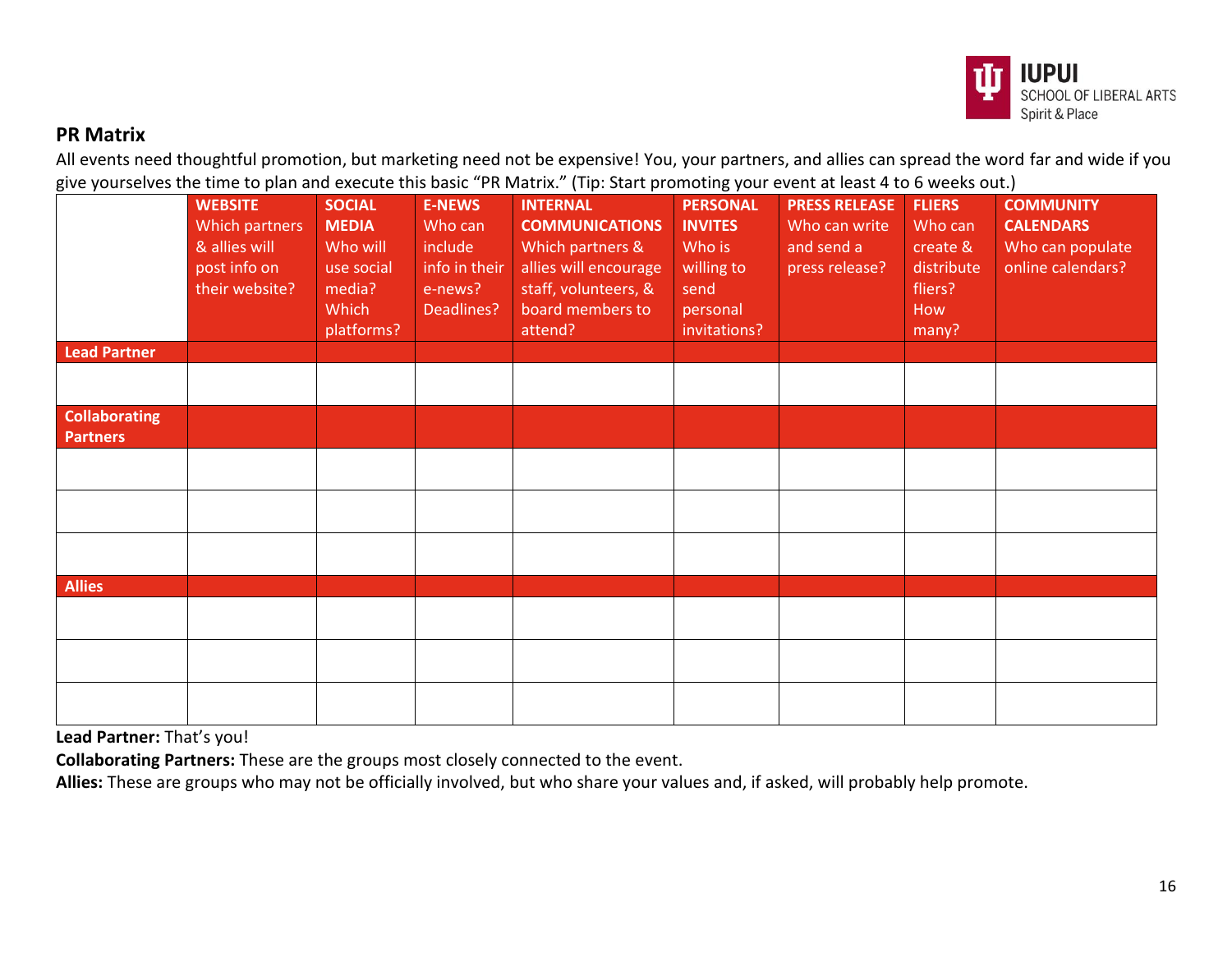## PR Matrix

All events need thoughtful promotion, but marketing need not be expensive! You, your partners, and allies can spread the word far and wide if you give yourselves the time to plan and execute this basic "PR Matrix." (Tip: Start promoting your event at least 4 to 6 weeks out.)

| | **WEBSITE** Which partners & allies will post info on their website? | **SOCIAL MEDIA** Who will use social media? Which platforms? | **E-NEWS** Who can include info in their e-news? Deadlines? | **INTERNAL COMMUNICATIONS** Which partners & allies will encourage staff, volunteers, & board members to attend? | **PERSONAL INVITES** Who is willing to send personal invitations? | **PRESS RELEASE** Who can write and send a press release? | **FLIERS** Who can create & distribute fliers? How many? | **COMMUNITY CALENDARS** Who can populate online calendars? |
|---|---|---|---|---|---|---|---|---|
| **Lead Partner** | | | | | | | | |
| | | | | | | | | |
| **Collaborating Partners** | | | | | | | | |
| | | | | | | | | |
| | | | | | | | | |
| | | | | | | | | |
| **Allies** | | | | | | | | |
| | | | | | | | | |
| | | | | | | | | |
| | | | | | | | | |

**Lead Partner:** That's you!

**Collaborating Partners:** These are the groups most closely connected to the event.

**Allies:** These are groups who may not be officially involved, but who share your values and, if asked, will probably help promote.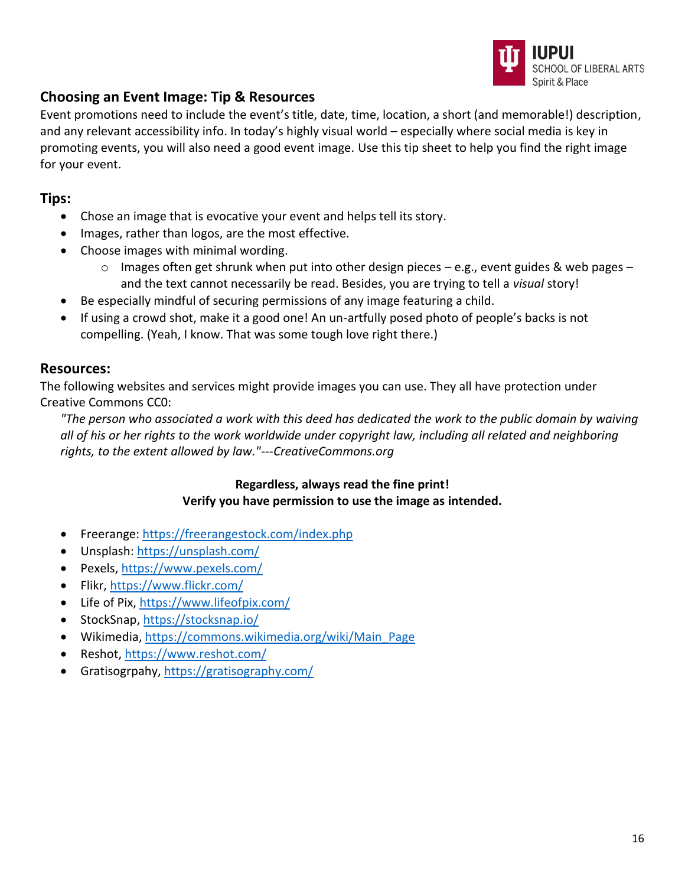## Choosing an Event Image: Tip & Resources

Event promotions need to include the event's title, date, time, location, a short (and memorable!) description, and any relevant accessibility info. In today's highly visual world – especially where social media is key in promoting events, you will also need a good event image. Use this tip sheet to help you find the right image for your event.

### Tips:

- Chose an image that is evocative your event and helps tell its story.
- Images, rather than logos, are the most effective.
- Choose images with minimal wording.
  - Images often get shrunk when put into other design pieces – e.g., event guides & web pages – and the text cannot necessarily be read. Besides, you are trying to tell a *visual* story!
- Be especially mindful of securing permissions of any image featuring a child.
- If using a crowd shot, make it a good one! An un-artfully posed photo of people's backs is not compelling. (Yeah, I know. That was some tough love right there.)

### Resources:

The following websites and services might provide images you can use. They all have protection under Creative Commons CC0:

> *"The person who associated a work with this deed has dedicated the work to the public domain by waiving all of his or her rights to the work worldwide under copyright law, including all related and neighboring rights, to the extent allowed by law."---CreativeCommons.org*

**Regardless, always read the fine print!**
**Verify you have permission to use the image as intended.**

- Freerange: https://freerangestock.com/index.php
- Unsplash: https://unsplash.com/
- Pexels, https://www.pexels.com/
- Flikr, https://www.flickr.com/
- Life of Pix, https://www.lifeofpix.com/
- StockSnap, https://stocksnap.io/
- Wikimedia, https://commons.wikimedia.org/wiki/Main_Page
- Reshot, https://www.reshot.com/
- Gratisogrpahy, https://gratisography.com/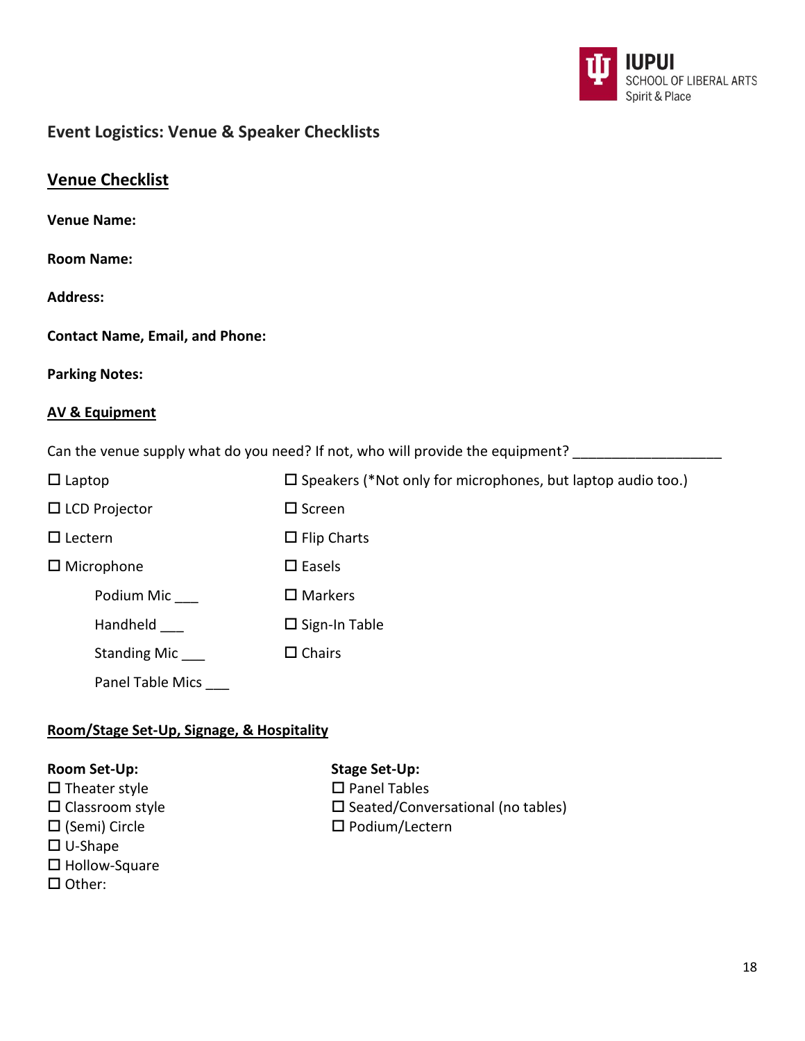## Event Logistics: Venue & Speaker Checklists

### Venue Checklist

**Venue Name:**

**Room Name:**

**Address:**

**Contact Name, Email, and Phone:**

**Parking Notes:**

#### AV & Equipment

Can the venue supply what do you need? If not, who will provide the equipment? ___________________

- ☐ Laptop
- ☐ LCD Projector
- ☐ Lectern
- ☐ Microphone
  - Podium Mic ___
  - Handheld ___
  - Standing Mic ___
  - Panel Table Mics ___
- ☐ Speakers (*Not only for microphones, but laptop audio too.)
- ☐ Screen
- ☐ Flip Charts
- ☐ Easels
- ☐ Markers
- ☐ Sign-In Table
- ☐ Chairs

#### Room/Stage Set-Up, Signage, & Hospitality

**Room Set-Up:**

- ☐ Theater style
- ☐ Classroom style
- ☐ (Semi) Circle
- ☐ U-Shape
- ☐ Hollow-Square
- ☐ Other:

**Stage Set-Up:**

- ☐ Panel Tables
- ☐ Seated/Conversational (no tables)
- ☐ Podium/Lectern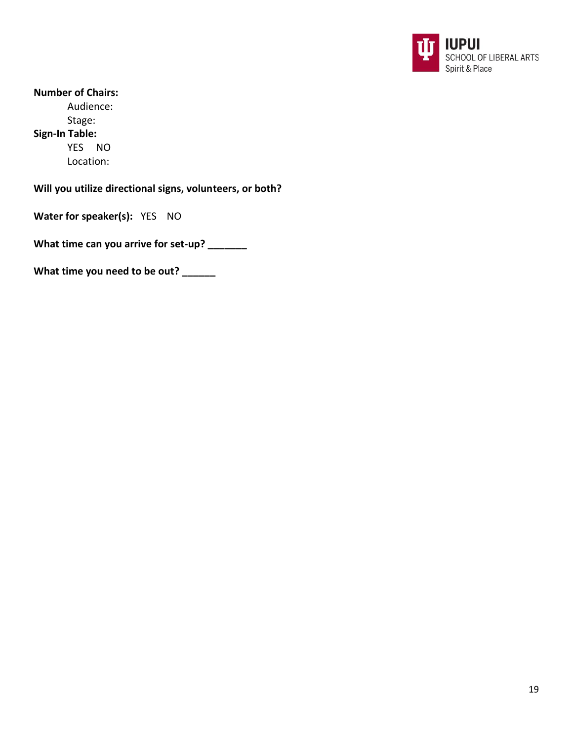**Number of Chairs:**

Audience:

Stage:

**Sign-In Table:**

YES NO

Location:

**Will you utilize directional signs, volunteers, or both?**

**Water for speaker(s):** YES NO

**What time can you arrive for set-up? _______**

**What time you need to be out? ______**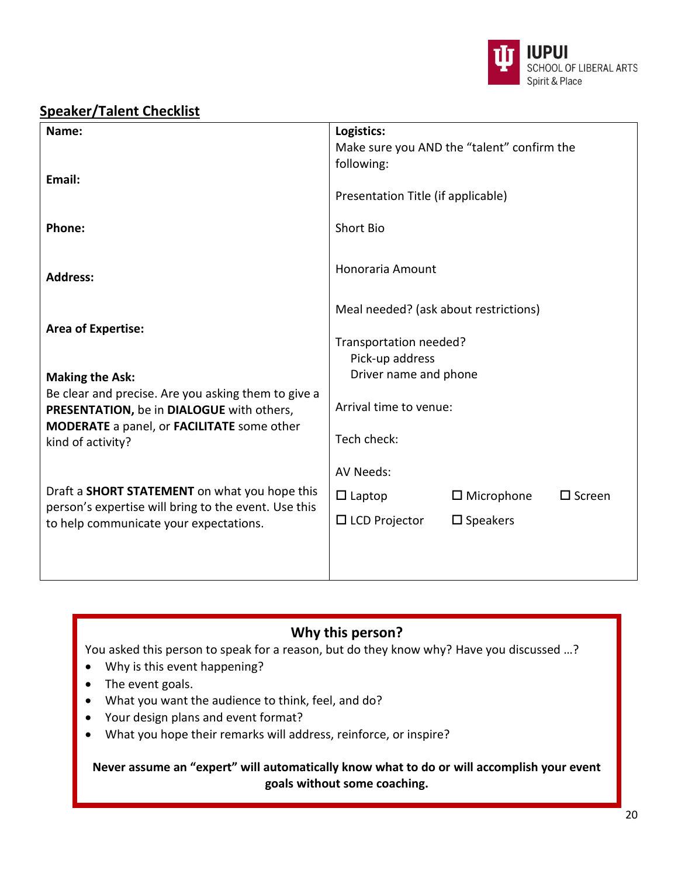IUPUI SCHOOL OF LIBERAL ARTS Spirit & Place

## Speaker/Talent Checklist

| | |
|---|---|
| **Name:**<br><br>**Email:**<br><br>**Phone:**<br><br>**Address:**<br><br>**Area of Expertise:**<br><br>**Making the Ask:**<br>Be clear and precise. Are you asking them to give a **PRESENTATION,** be in **DIALOGUE** with others, **MODERATE** a panel, or **FACILITATE** some other kind of activity?<br><br>Draft a **SHORT STATEMENT** on what you hope this person's expertise will bring to the event. Use this to help communicate your expectations. | **Logistics:**<br>Make sure you AND the "talent" confirm the following:<br><br>Presentation Title (if applicable)<br><br>Short Bio<br><br>Honoraria Amount<br><br>Meal needed? (ask about restrictions)<br><br>Transportation needed?<br>Pick-up address<br>Driver name and phone<br><br>Arrival time to venue:<br><br>Tech check:<br><br>AV Needs:<br>☐ Laptop ☐ Microphone ☐ Screen<br>☐ LCD Projector ☐ Speakers |

### Why this person?

You asked this person to speak for a reason, but do they know why? Have you discussed …?

- Why is this event happening?
- The event goals.
- What you want the audience to think, feel, and do?
- Your design plans and event format?
- What you hope their remarks will address, reinforce, or inspire?

**Never assume an "expert" will automatically know what to do or will accomplish your event goals without some coaching.**